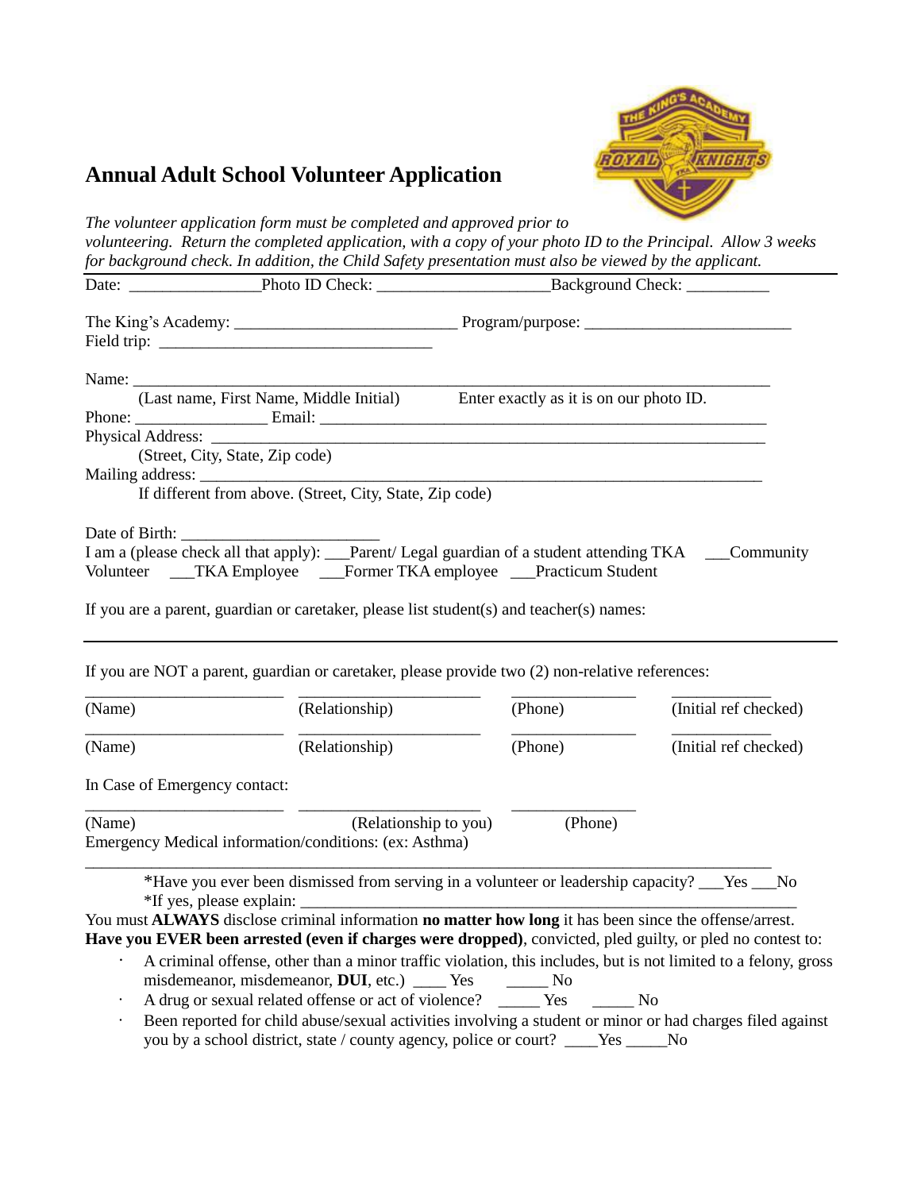# Annual Adult School Volunteer Application

*The volunteer application form must be completed and approved prior to volunteering. Return the completed application, with a copy of your photo ID to the Principal. Allow 3 weeks for background check. In addition, the Child Safety presentation must also be viewed by the applicant.*

Date: ________________Photo ID Check: ______________________Background Check: __________

The King's Academy: ___________________________ Program/purpose: _________________________
Field trip: __________________________________

Name: ________________________________________________________________________________
(Last name, First Name, Middle Initial)    Enter exactly as it is on our photo ID.
Phone: ________________ Email: ____________________________________________________
Physical Address: _______________________________________________________________
(Street, City, State, Zip code)
Mailing address: ___________________________________________________________________
If different from above. (Street, City, State, Zip code)

Date of Birth: ________________________
I am a (please check all that apply): ___Parent/ Legal guardian of a student attending TKA ___Community Volunteer ___TKA Employee ___Former TKA employee ___Practicum Student

If you are a parent, guardian or caretaker, please list student(s) and teacher(s) names:

---

If you are NOT a parent, guardian or caretaker, please provide two (2) non-relative references:

| (Name) | (Relationship) | (Phone) | (Initial ref checked) |
|---|---|---|---|
| (Name) | (Relationship) | (Phone) | (Initial ref checked) |

In Case of Emergency contact:

| (Name) | (Relationship to you) | (Phone) |
|---|---|---|

Emergency Medical information/conditions: (ex: Asthma)
_____________________________________________________________________________________

*Have you ever been dismissed from serving in a volunteer or leadership capacity? ___Yes ___No
*If yes, please explain: _______________________________________________________________

You must **ALWAYS** disclose criminal information **no matter how long** it has been since the offense/arrest.
**Have you EVER been arrested (even if charges were dropped)**, convicted, pled guilty, or pled no contest to:

- A criminal offense, other than a minor traffic violation, this includes, but is not limited to a felony, gross misdemeanor, misdemeanor, **DUI**, etc.) ____ Yes _____ No
- A drug or sexual related offense or act of violence? _____ Yes _____ No
- Been reported for child abuse/sexual activities involving a student or minor or had charges filed against you by a school district, state / county agency, police or court? ____Yes _____No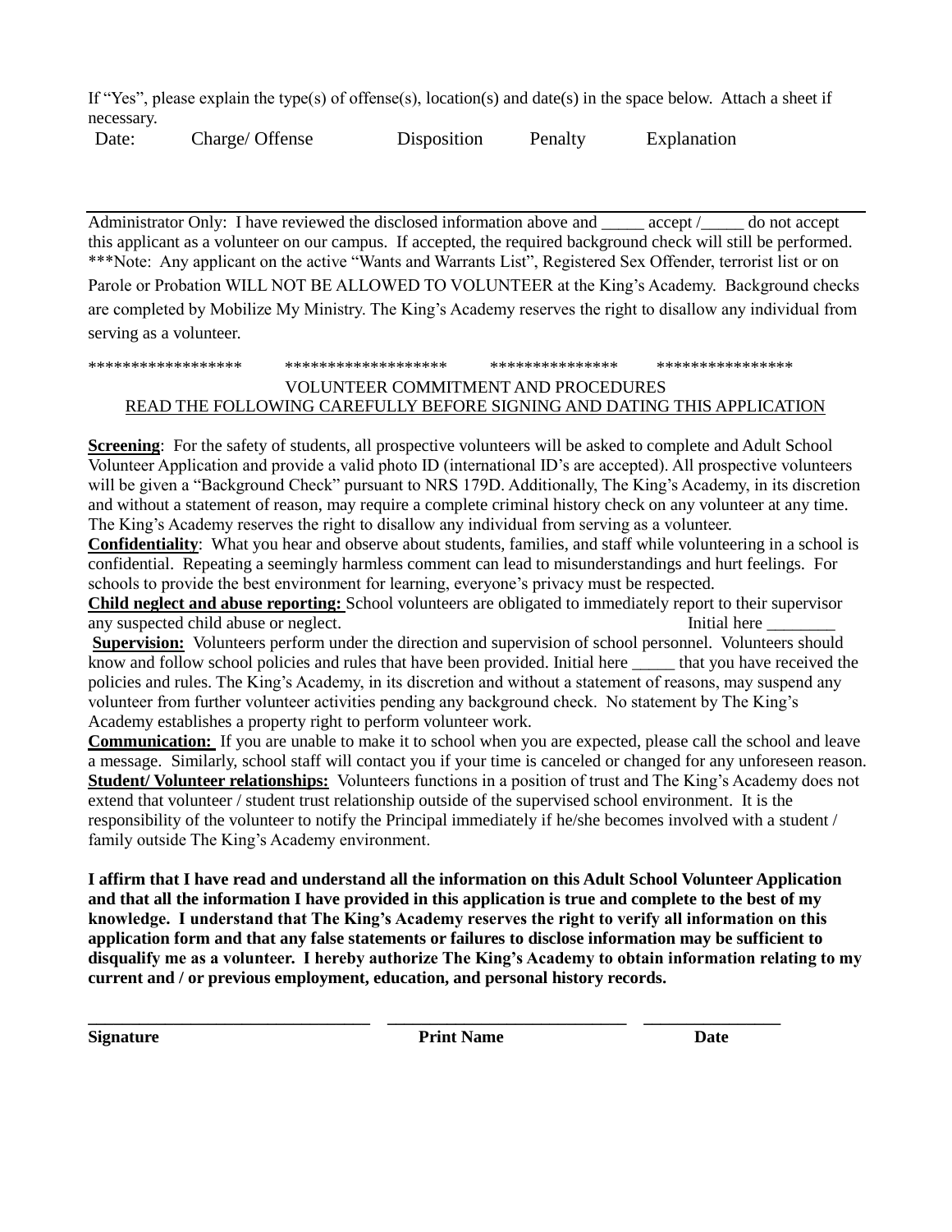If "Yes", please explain the type(s) of offense(s), location(s) and date(s) in the space below. Attach a sheet if necessary.

| Date: | Charge/ Offense | Disposition | Penalty | Explanation |
|---|---|---|---|---|
| | | | | |

---

Administrator Only: I have reviewed the disclosed information above and _____ accept /_____ do not accept this applicant as a volunteer on our campus. If accepted, the required background check will still be performed. ***Note: Any applicant on the active "Wants and Warrants List", Registered Sex Offender, terrorist list or on Parole or Probation WILL NOT BE ALLOWED TO VOLUNTEER at the King's Academy. Background checks are completed by Mobilize My Ministry. The King's Academy reserves the right to disallow any individual from serving as a volunteer.

****************** ******************* *************** ****************

VOLUNTEER COMMITMENT AND PROCEDURES

READ THE FOLLOWING CAREFULLY BEFORE SIGNING AND DATING THIS APPLICATION

**Screening**: For the safety of students, all prospective volunteers will be asked to complete and Adult School Volunteer Application and provide a valid photo ID (international ID's are accepted). All prospective volunteers will be given a "Background Check" pursuant to NRS 179D. Additionally, The King's Academy, in its discretion and without a statement of reason, may require a complete criminal history check on any volunteer at any time. The King's Academy reserves the right to disallow any individual from serving as a volunteer.

**Confidentiality**: What you hear and observe about students, families, and staff while volunteering in a school is confidential. Repeating a seemingly harmless comment can lead to misunderstandings and hurt feelings. For schools to provide the best environment for learning, everyone's privacy must be respected.

**Child neglect and abuse reporting:** School volunteers are obligated to immediately report to their supervisor any suspected child abuse or neglect. Initial here ________

**Supervision:** Volunteers perform under the direction and supervision of school personnel. Volunteers should know and follow school policies and rules that have been provided. Initial here _____ that you have received the policies and rules. The King's Academy, in its discretion and without a statement of reasons, may suspend any volunteer from further volunteer activities pending any background check. No statement by The King's Academy establishes a property right to perform volunteer work.

**Communication:** If you are unable to make it to school when you are expected, please call the school and leave a message. Similarly, school staff will contact you if your time is canceled or changed for any unforeseen reason.

**Student/ Volunteer relationships:** Volunteers functions in a position of trust and The King's Academy does not extend that volunteer / student trust relationship outside of the supervised school environment. It is the responsibility of the volunteer to notify the Principal immediately if he/she becomes involved with a student / family outside The King's Academy environment.

**I affirm that I have read and understand all the information on this Adult School Volunteer Application and that all the information I have provided in this application is true and complete to the best of my knowledge. I understand that The King's Academy reserves the right to verify all information on this application form and that any false statements or failures to disclose information may be sufficient to disqualify me as a volunteer. I hereby authorize The King's Academy to obtain information relating to my current and / or previous employment, education, and personal history records.**

_________________________________ ____________________________ ________________

**Signature** **Print Name** **Date**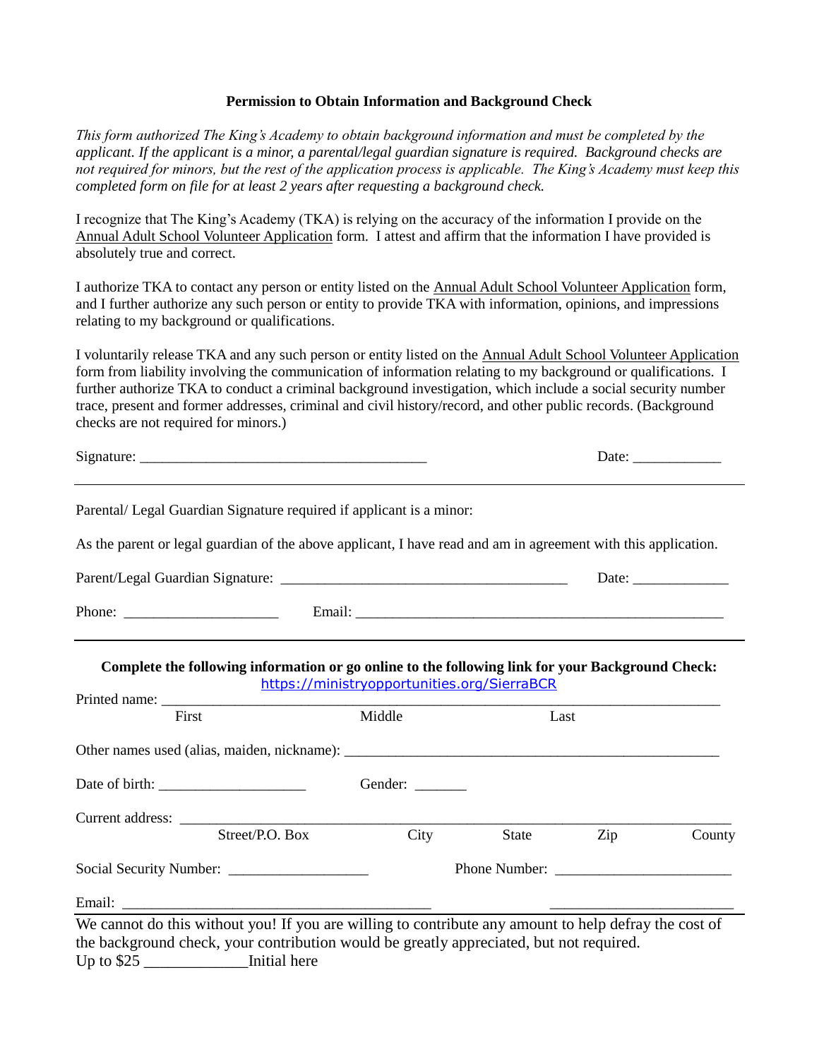**Permission to Obtain Information and Background Check**

*This form authorized The King's Academy to obtain background information and must be completed by the applicant. If the applicant is a minor, a parental/legal guardian signature is required. Background checks are not required for minors, but the rest of the application process is applicable. The King's Academy must keep this completed form on file for at least 2 years after requesting a background check.*

I recognize that The King's Academy (TKA) is relying on the accuracy of the information I provide on the Annual Adult School Volunteer Application form. I attest and affirm that the information I have provided is absolutely true and correct.

I authorize TKA to contact any person or entity listed on the Annual Adult School Volunteer Application form, and I further authorize any such person or entity to provide TKA with information, opinions, and impressions relating to my background or qualifications.

I voluntarily release TKA and any such person or entity listed on the Annual Adult School Volunteer Application form from liability involving the communication of information relating to my background or qualifications. I further authorize TKA to conduct a criminal background investigation, which include a social security number trace, present and former addresses, criminal and civil history/record, and other public records. (Background checks are not required for minors.)

Signature: ______________________________________ Date: ____________

---

Parental/ Legal Guardian Signature required if applicant is a minor:

As the parent or legal guardian of the above applicant, I have read and am in agreement with this application.

Parent/Legal Guardian Signature: ______________________________________ Date: _____________

Phone: ____________________ Email: ________________________________________________

---

**Complete the following information or go online to the following link for your Background Check:**
https://ministryopportunities.org/SierraBCR

Printed name: ________________________________________________________________________
First Middle Last

Other names used (alias, maiden, nickname): ________________________________________________

Date of birth: ___________________ Gender: _______

Current address: _______________________________________________________________________
Street/P.O. Box City State Zip County

Social Security Number: __________________ Phone Number: _______________________

Email: ________________________________________ _______________________

We cannot do this without you! If you are willing to contribute any amount to help defray the cost of the background check, your contribution would be greatly appreciated, but not required.
Up to $25 _____________Initial here